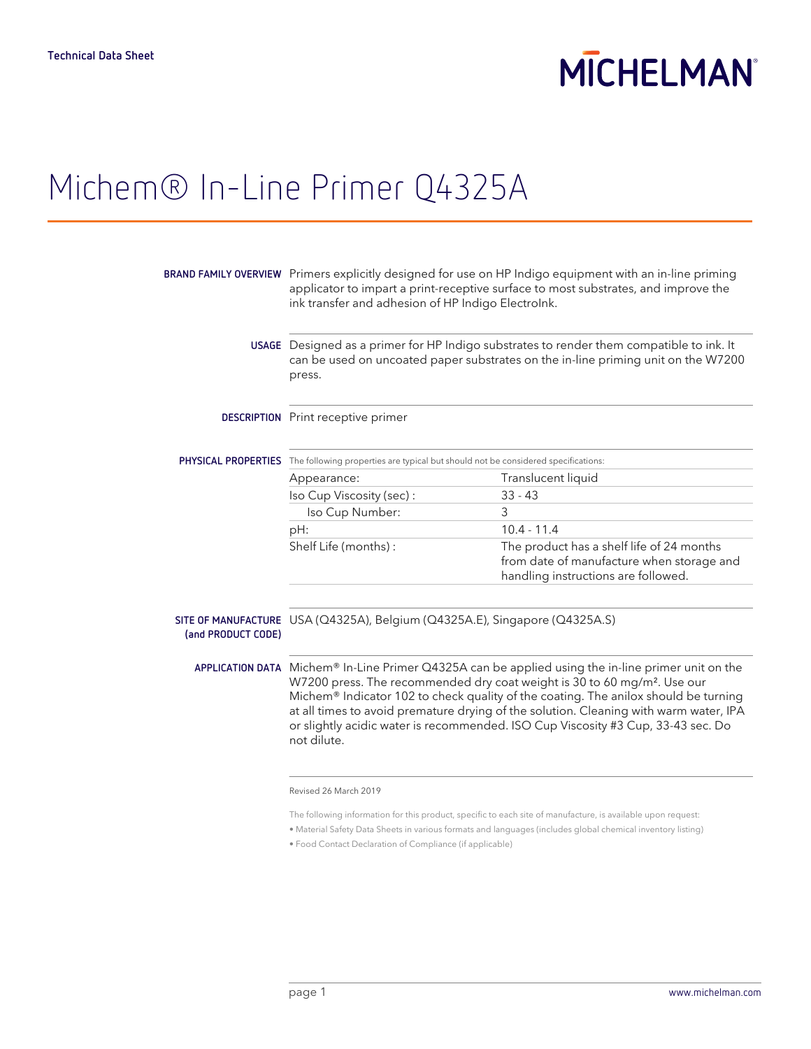Technical Data Sheet

# Michem® In-Line Primer Q4325A

**BRAND FAMILY OVERVIEW**

Primers explicitly designed for use on HP Indigo equipment with an in-line priming applicator to impart a print-receptive surface to most substrates, and improve the ink transfer and adhesion of HP Indigo ElectroInk.

**USAGE**

Designed as a primer for HP Indigo substrates to render them compatible to ink. It can be used on uncoated paper substrates on the in-line priming unit on the W7200 press.

**DESCRIPTION**

Print receptive primer

**PHYSICAL PROPERTIES**

The following properties are typical but should not be considered specifications:

| Property | Value |
| --- | --- |
| Appearance: | Translucent liquid |
| Iso Cup Viscosity (sec) : | 33 - 43 |
| Iso Cup Number: | 3 |
| pH: | 10.4 - 11.4 |
| Shelf Life (months) : | The product has a shelf life of 24 months from date of manufacture when storage and handling instructions are followed. |

**SITE OF MANUFACTURE (and PRODUCT CODE)**

USA (Q4325A), Belgium (Q4325A.E), Singapore (Q4325A.S)

**APPLICATION DATA**

Michem® In-Line Primer Q4325A can be applied using the in-line primer unit on the W7200 press. The recommended dry coat weight is 30 to 60 mg/m². Use our Michem® Indicator 102 to check quality of the coating. The anilox should be turning at all times to avoid premature drying of the solution. Cleaning with warm water, IPA or slightly acidic water is recommended. ISO Cup Viscosity #3 Cup, 33-43 sec. Do not dilute.

Revised 26 March 2019

The following information for this product, specific to each site of manufacture, is available upon request:

- Material Safety Data Sheets in various formats and languages (includes global chemical inventory listing)
- Food Contact Declaration of Compliance (if applicable)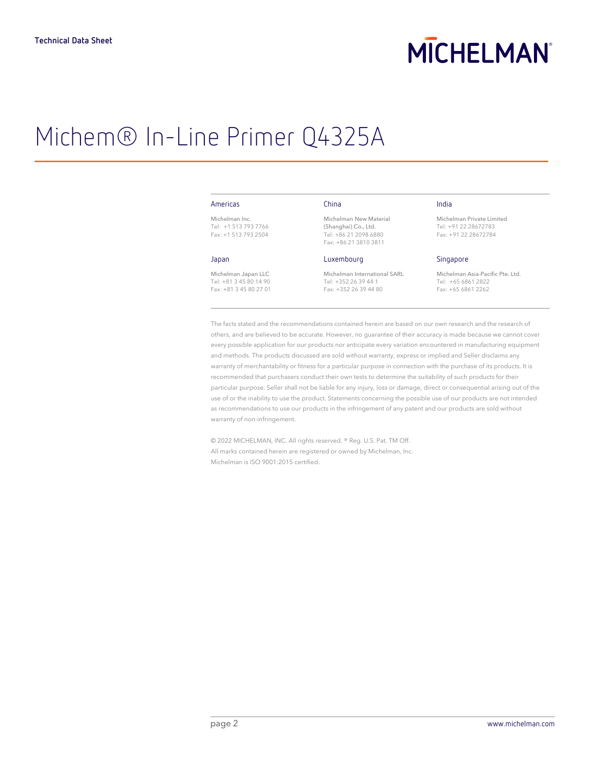# Michem® In-Line Primer Q4325A

| Americas | China | India |
| --- | --- | --- |
| Michelman Inc.<br>Tel: +1 513 793 7766<br>Fax: +1 513 793 2504 | Michelman New Material (Shanghai) Co., Ltd.<br>Tel: +86 21 2098 6880<br>Fax: +86 21 3810 3811 | Michelman Private Limited<br>Tel: +91 22 28672783<br>Fax: +91 22 28672784 |
| **Japan** | **Luxembourg** | **Singapore** |
| Michelman Japan LLC<br>Tel: +81 3 45 80 14 90<br>Fax: +81 3 45 80 27 01 | Michelman International SARL<br>Tel: +352 26 39 44 1<br>Fax: +352 26 39 44 80 | Michelman Asia-Pacific Pte. Ltd.<br>Tel: +65 6861 2822<br>Fax: +65 6861 2262 |

The facts stated and the recommendations contained herein are based on our own research and the research of others, and are believed to be accurate. However, no guarantee of their accuracy is made because we cannot cover every possible application for our products nor anticipate every variation encountered in manufacturing equipment and methods. The products discussed are sold without warranty, express or implied and Seller disclaims any warranty of merchantability or fitness for a particular purpose in connection with the purchase of its products. It is recommended that purchasers conduct their own tests to determine the suitability of such products for their particular purpose. Seller shall not be liable for any injury, loss or damage, direct or consequential arising out of the use of or the inability to use the product. Statements concerning the possible use of our products are not intended as recommendations to use our products in the infringement of any patent and our products are sold without warranty of non-infringement.

© 2022 MICHELMAN, INC. All rights reserved. ® Reg. U.S. Pat. TM Off.
All marks contained herein are registered or owned by Michelman, Inc.
Michelman is ISO 9001:2015 certified.

www.michelman.com